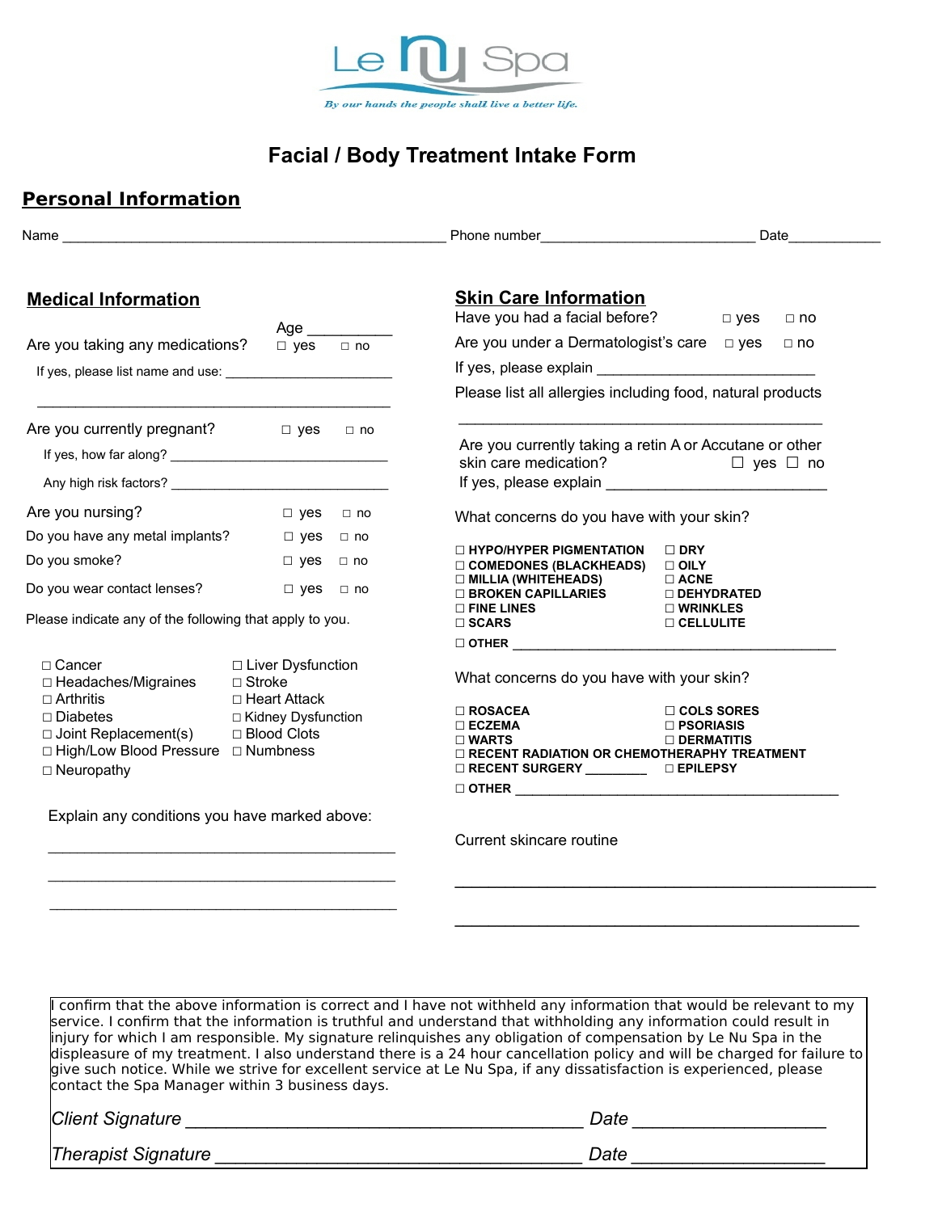Le nu Spa

*By our hands the people shall live a better life.*

# Facial / Body Treatment Intake Form

## Personal Information

Name ______________________________________________ Phone number__________________________ Date___________

## Medical Information

Age __________

Are you taking any medications? ☐ yes ☐ no

If yes, please list name and use: ______________________

___________________________________________

Are you currently pregnant? ☐ yes ☐ no

If yes, how far along? ____________________________

Any high risk factors? ____________________________

Are you nursing? ☐ yes ☐ no

Do you have any metal implants? ☐ yes ☐ no

Do you smoke? ☐ yes ☐ no

Do you wear contact lenses? ☐ yes ☐ no

Please indicate any of the following that apply to you.

- ☐ Cancer
- ☐ Headaches/Migraines
- ☐ Arthritis
- ☐ Diabetes
- ☐ Joint Replacement(s)
- ☐ High/Low Blood Pressure
- ☐ Neuropathy
- ☐ Liver Dysfunction
- ☐ Stroke
- ☐ Heart Attack
- ☐ Kidney Dysfunction
- ☐ Blood Clots
- ☐ Numbness

Explain any conditions you have marked above:

_________________________________________

_________________________________________

_________________________________________

## Skin Care Information

Have you had a facial before? ☐ yes ☐ no

Are you under a Dermatologist's care ☐ yes ☐ no

If yes, please explain _________________________

Please list all allergies including food, natural products

___________________________________________

Are you currently taking a retin A or Accutane or other skin care medication? ☐ yes ☐ no

If yes, please explain _________________________

What concerns do you have with your skin?

- ☐ **HYPO/HYPER PIGMENTATION**
- ☐ **COMEDONES (BLACKHEADS)**
- ☐ **MILLIA (WHITEHEADS)**
- ☐ **BROKEN CAPILLARIES**
- ☐ **FINE LINES**
- ☐ **SCARS**
- ☐ **DRY**
- ☐ **OILY**
- ☐ **ACNE**
- ☐ **DEHYDRATED**
- ☐ **WRINKLES**
- ☐ **CELLULITE**
- ☐ **OTHER** ________________________________________

What concerns do you have with your skin?

- ☐ **ROSACEA**
- ☐ **ECZEMA**
- ☐ **WARTS**
- ☐ **COLS SORES**
- ☐ **PSORIASIS**
- ☐ **DERMATITIS**
- ☐ **RECENT RADIATION OR CHEMOTHERAPHY TREATMENT**
- ☐ **RECENT SURGERY** ________
- ☐ **EPILEPSY**
- ☐ **OTHER** ________________________________________

Current skincare routine

_____________________________________________

_____________________________________________

I confirm that the above information is correct and I have not withheld any information that would be relevant to my service. I confirm that the information is truthful and understand that withholding any information could result in injury for which I am responsible. My signature relinquishes any obligation of compensation by Le Nu Spa in the displeasure of my treatment. I also understand there is a 24 hour cancellation policy and will be charged for failure to give such notice. While we strive for excellent service at Le Nu Spa, if any dissatisfaction is experienced, please contact the Spa Manager within 3 business days.

*Client Signature* ________________________________________ *Date* ___________________

*Therapist Signature* _____________________________________ *Date* ___________________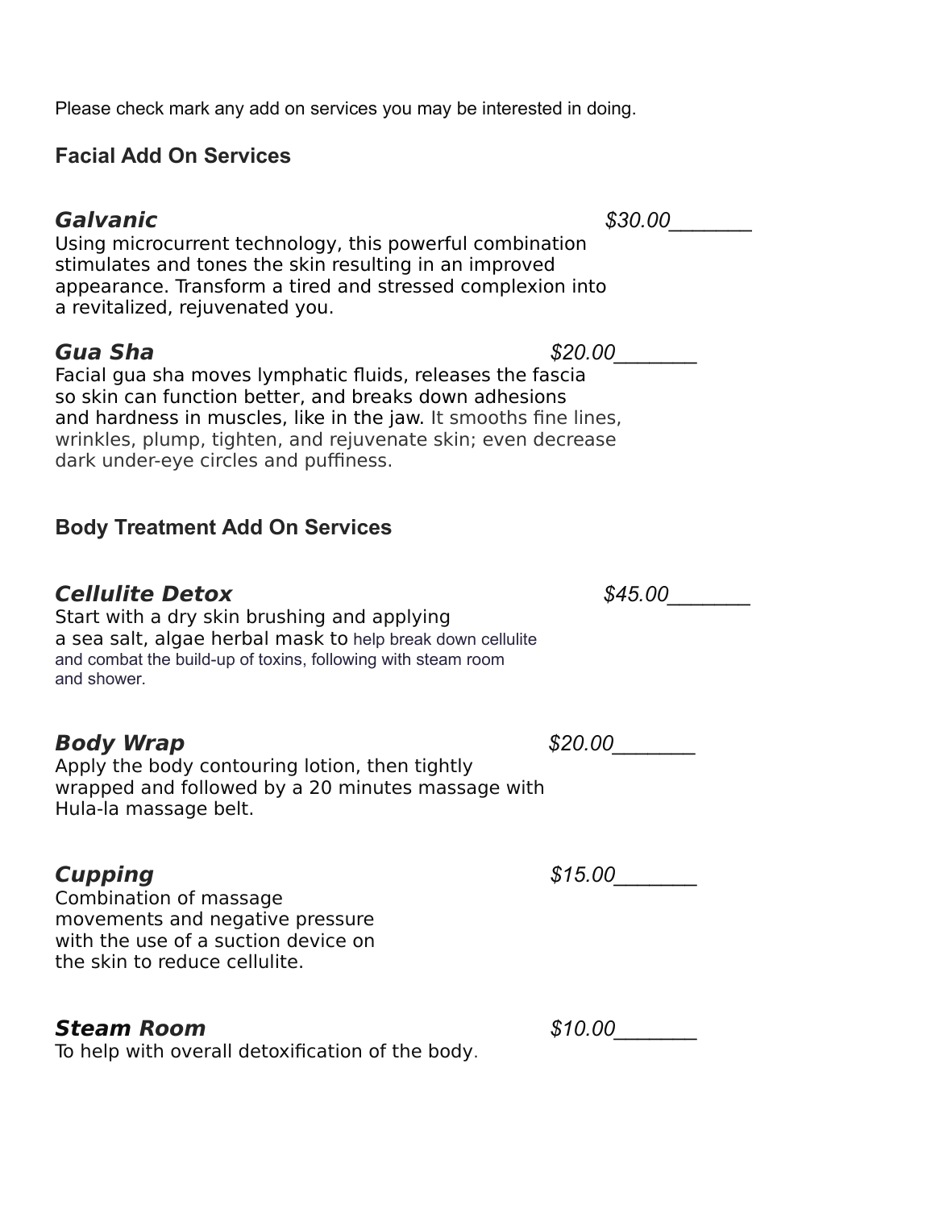Please check mark any add on services you may be interested in doing.

### Facial Add On Services

***Galvanic*** *$30.00*________

Using microcurrent technology, this powerful combination stimulates and tones the skin resulting in an improved appearance. Transform a tired and stressed complexion into a revitalized, rejuvenated you.

***Gua Sha*** *$20.00*________

Facial gua sha moves lymphatic fluids, releases the fascia so skin can function better, and breaks down adhesions and hardness in muscles, like in the jaw. It smooths fine lines, wrinkles, plump, tighten, and rejuvenate skin; even decrease dark under-eye circles and puffiness.

### Body Treatment Add On Services

***Cellulite Detox*** *$45.00*________

Start with a dry skin brushing and applying a sea salt, algae herbal mask to help break down cellulite and combat the build-up of toxins, following with steam room and shower.

***Body Wrap*** *$20.00*________

Apply the body contouring lotion, then tightly wrapped and followed by a 20 minutes massage with Hula-la massage belt.

***Cupping*** *$15.00*________

Combination of massage movements and negative pressure with the use of a suction device on the skin to reduce cellulite.

***Steam Room*** *$10.00*________

To help with overall detoxification of the body.